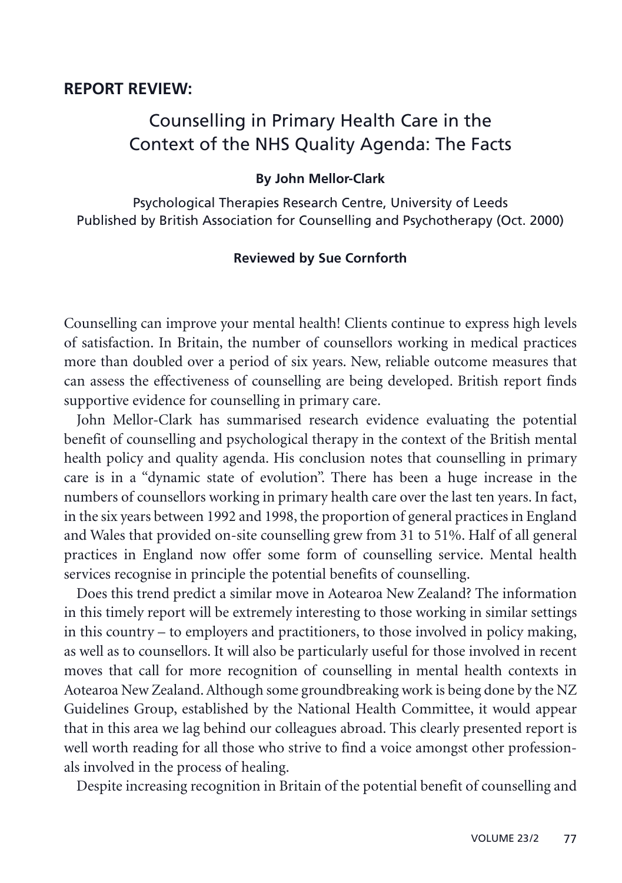## REPORT REVIEW:

# Counselling in Primary Health Care in the Context of the NHS Quality Agenda: The Facts

**By John Mellor-Clark**

Psychological Therapies Research Centre, University of Leeds
Published by British Association for Counselling and Psychotherapy (Oct. 2000)

**Reviewed by Sue Cornforth**

Counselling can improve your mental health! Clients continue to express high levels of satisfaction. In Britain, the number of counsellors working in medical practices more than doubled over a period of six years. New, reliable outcome measures that can assess the effectiveness of counselling are being developed. British report finds supportive evidence for counselling in primary care.

John Mellor-Clark has summarised research evidence evaluating the potential benefit of counselling and psychological therapy in the context of the British mental health policy and quality agenda. His conclusion notes that counselling in primary care is in a "dynamic state of evolution". There has been a huge increase in the numbers of counsellors working in primary health care over the last ten years. In fact, in the six years between 1992 and 1998, the proportion of general practices in England and Wales that provided on-site counselling grew from 31 to 51%. Half of all general practices in England now offer some form of counselling service. Mental health services recognise in principle the potential benefits of counselling.

Does this trend predict a similar move in Aotearoa New Zealand? The information in this timely report will be extremely interesting to those working in similar settings in this country – to employers and practitioners, to those involved in policy making, as well as to counsellors. It will also be particularly useful for those involved in recent moves that call for more recognition of counselling in mental health contexts in Aotearoa New Zealand. Although some groundbreaking work is being done by the NZ Guidelines Group, established by the National Health Committee, it would appear that in this area we lag behind our colleagues abroad. This clearly presented report is well worth reading for all those who strive to find a voice amongst other professionals involved in the process of healing.

Despite increasing recognition in Britain of the potential benefit of counselling and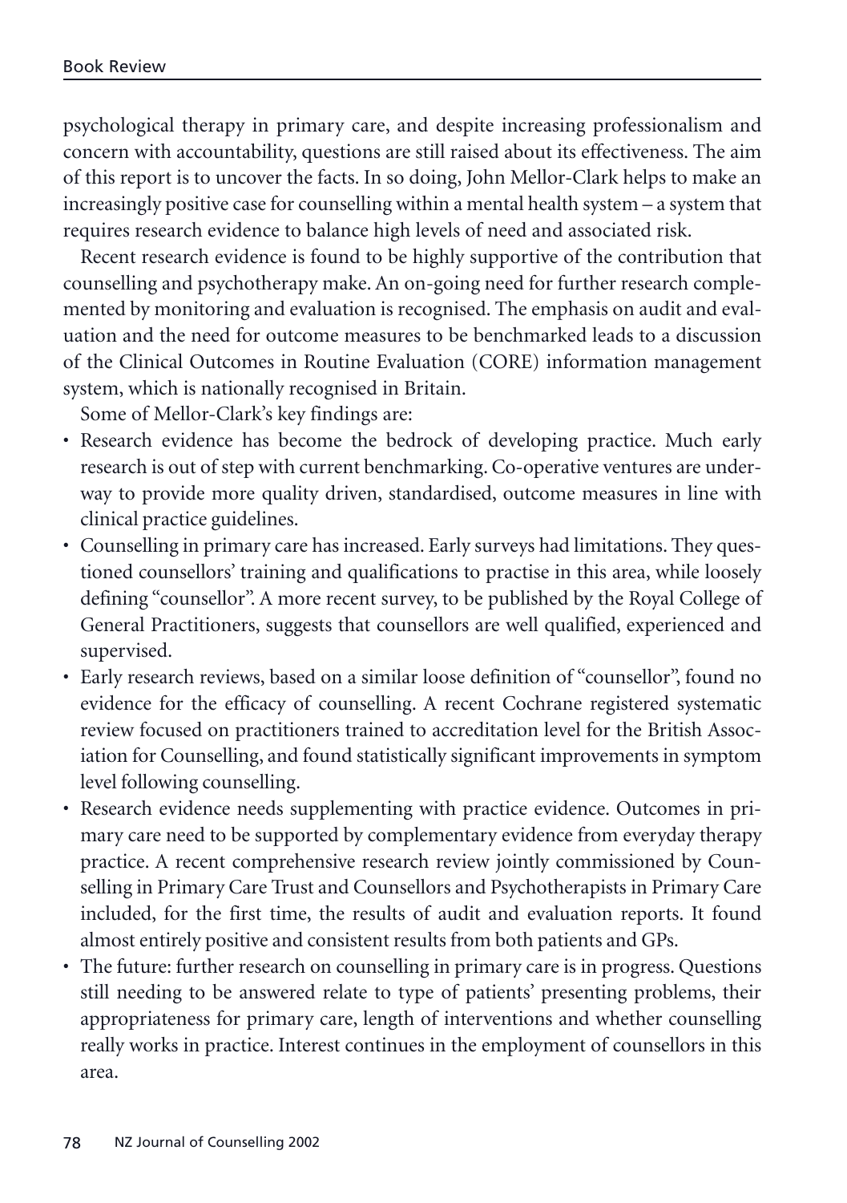psychological therapy in primary care, and despite increasing professionalism and concern with accountability, questions are still raised about its effectiveness. The aim of this report is to uncover the facts. In so doing, John Mellor-Clark helps to make an increasingly positive case for counselling within a mental health system – a system that requires research evidence to balance high levels of need and associated risk.

Recent research evidence is found to be highly supportive of the contribution that counselling and psychotherapy make. An on-going need for further research complemented by monitoring and evaluation is recognised. The emphasis on audit and evaluation and the need for outcome measures to be benchmarked leads to a discussion of the Clinical Outcomes in Routine Evaluation (CORE) information management system, which is nationally recognised in Britain.

Some of Mellor-Clark's key findings are:

- Research evidence has become the bedrock of developing practice. Much early research is out of step with current benchmarking. Co-operative ventures are underway to provide more quality driven, standardised, outcome measures in line with clinical practice guidelines.
- Counselling in primary care has increased. Early surveys had limitations. They questioned counsellors' training and qualifications to practise in this area, while loosely defining "counsellor". A more recent survey, to be published by the Royal College of General Practitioners, suggests that counsellors are well qualified, experienced and supervised.
- Early research reviews, based on a similar loose definition of "counsellor", found no evidence for the efficacy of counselling. A recent Cochrane registered systematic review focused on practitioners trained to accreditation level for the British Association for Counselling, and found statistically significant improvements in symptom level following counselling.
- Research evidence needs supplementing with practice evidence. Outcomes in primary care need to be supported by complementary evidence from everyday therapy practice. A recent comprehensive research review jointly commissioned by Counselling in Primary Care Trust and Counsellors and Psychotherapists in Primary Care included, for the first time, the results of audit and evaluation reports. It found almost entirely positive and consistent results from both patients and GPs.
- The future: further research on counselling in primary care is in progress. Questions still needing to be answered relate to type of patients' presenting problems, their appropriateness for primary care, length of interventions and whether counselling really works in practice. Interest continues in the employment of counsellors in this area.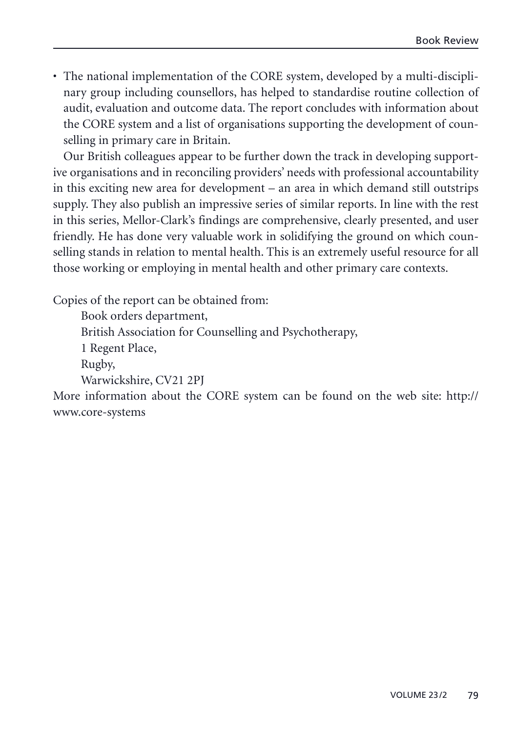- The national implementation of the CORE system, developed by a multi-disciplinary group including counsellors, has helped to standardise routine collection of audit, evaluation and outcome data. The report concludes with information about the CORE system and a list of organisations supporting the development of counselling in primary care in Britain.

Our British colleagues appear to be further down the track in developing supportive organisations and in reconciling providers' needs with professional accountability in this exciting new area for development – an area in which demand still outstrips supply. They also publish an impressive series of similar reports. In line with the rest in this series, Mellor-Clark's findings are comprehensive, clearly presented, and user friendly. He has done very valuable work in solidifying the ground on which counselling stands in relation to mental health. This is an extremely useful resource for all those working or employing in mental health and other primary care contexts.

Copies of the report can be obtained from:

Book orders department,
British Association for Counselling and Psychotherapy,
1 Regent Place,
Rugby,
Warwickshire, CV21 2PJ

More information about the CORE system can be found on the web site: http://www.core-systems